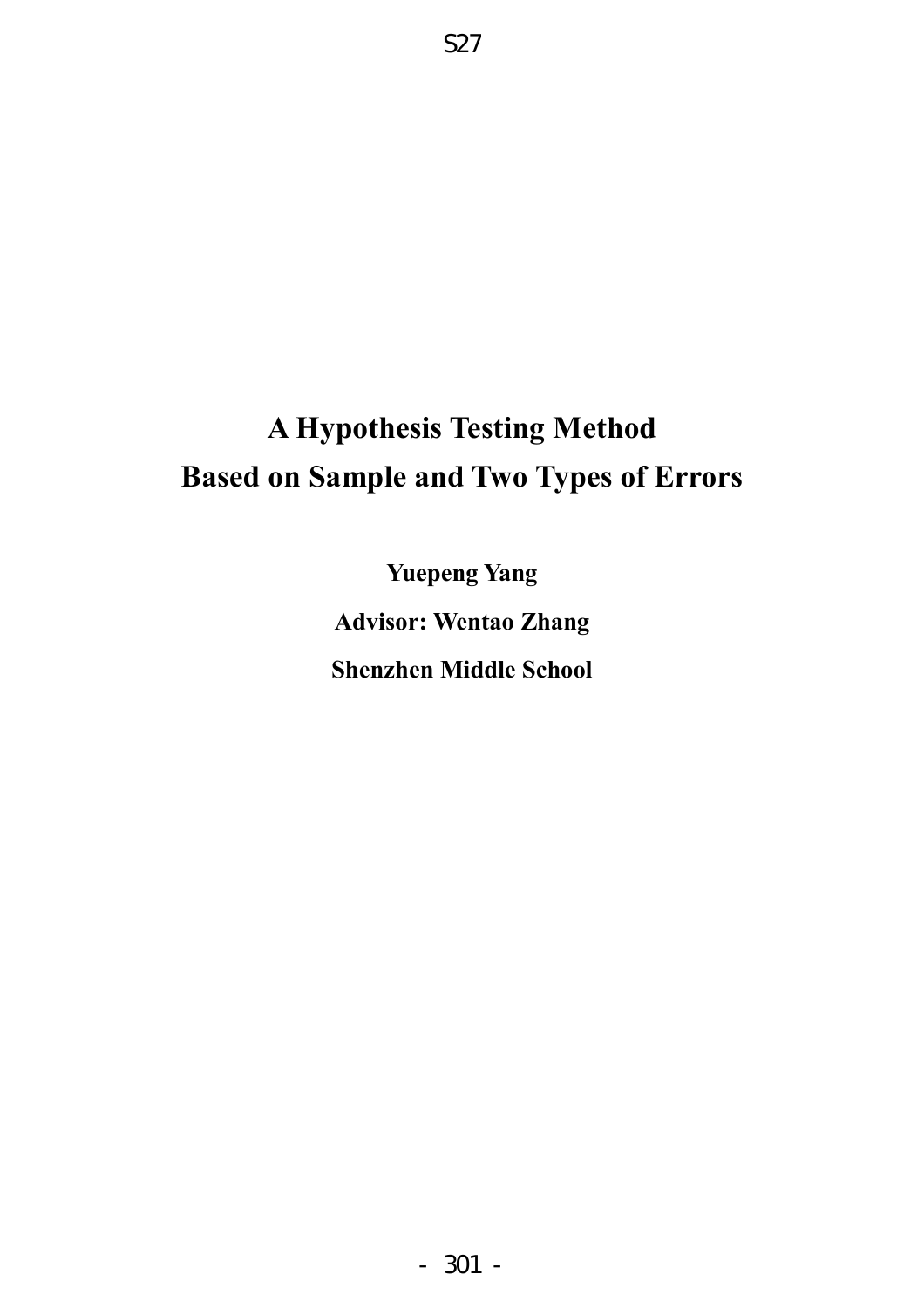# A Hypothesis Testing Method Based on Sample and Two Types of Errors

**Yuepeng Yang**

**Advisor: Wentao Zhang**

**Shenzhen Middle School**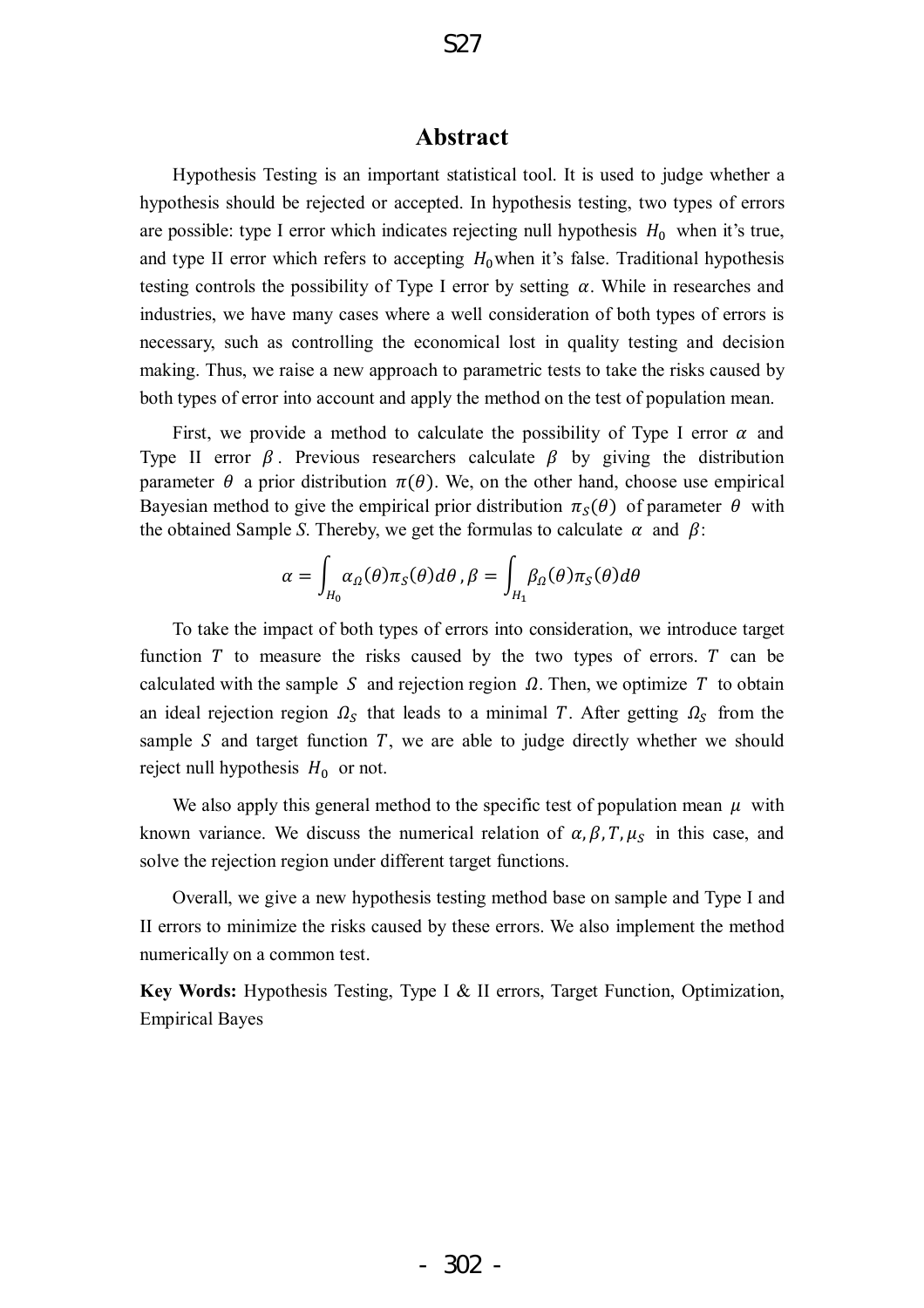## Abstract

Hypothesis Testing is an important statistical tool. It is used to judge whether a hypothesis should be rejected or accepted. In hypothesis testing, two types of errors are possible: type I error which indicates rejecting null hypothesis $H_0$ when it's true, and type II error which refers to accepting $H_0$ when it's false. Traditional hypothesis testing controls the possibility of Type I error by setting $\alpha$. While in researches and industries, we have many cases where a well consideration of both types of errors is necessary, such as controlling the economical lost in quality testing and decision making. Thus, we raise a new approach to parametric tests to take the risks caused by both types of error into account and apply the method on the test of population mean.

First, we provide a method to calculate the possibility of Type I error $\alpha$ and Type II error $\beta$. Previous researchers calculate $\beta$ by giving the distribution parameter $\theta$ a prior distribution $\pi(\theta)$. We, on the other hand, choose use empirical Bayesian method to give the empirical prior distribution $\pi_S(\theta)$ of parameter $\theta$ with the obtained Sample *S*. Thereby, we get the formulas to calculate $\alpha$ and $\beta$:

$$\alpha = \int_{H_0} \alpha_\Omega(\theta)\pi_S(\theta)d\theta \, , \beta = \int_{H_1} \beta_\Omega(\theta)\pi_S(\theta)d\theta$$

To take the impact of both types of errors into consideration, we introduce target function $T$ to measure the risks caused by the two types of errors. $T$ can be calculated with the sample $S$ and rejection region $\Omega$. Then, we optimize $T$ to obtain an ideal rejection region $\Omega_S$ that leads to a minimal $T$. After getting $\Omega_S$ from the sample $S$ and target function $T$, we are able to judge directly whether we should reject null hypothesis $H_0$ or not.

We also apply this general method to the specific test of population mean $\mu$ with known variance. We discuss the numerical relation of $\alpha, \beta, T, \mu_S$ in this case, and solve the rejection region under different target functions.

Overall, we give a new hypothesis testing method base on sample and Type I and II errors to minimize the risks caused by these errors. We also implement the method numerically on a common test.

**Key Words:** Hypothesis Testing, Type I & II errors, Target Function, Optimization, Empirical Bayes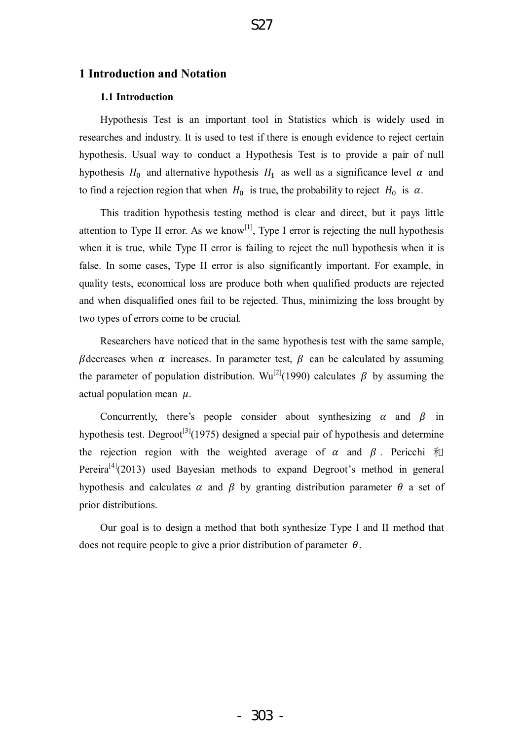# 1 Introduction and Notation

## 1.1 Introduction

Hypothesis Test is an important tool in Statistics which is widely used in researches and industry. It is used to test if there is enough evidence to reject certain hypothesis. Usual way to conduct a Hypothesis Test is to provide a pair of null hypothesis $H_0$ and alternative hypothesis $H_1$ as well as a significance level $\alpha$ and to find a rejection region that when $H_0$ is true, the probability to reject $H_0$ is $\alpha$.

This tradition hypothesis testing method is clear and direct, but it pays little attention to Type II error. As we know[1], Type I error is rejecting the null hypothesis when it is true, while Type II error is failing to reject the null hypothesis when it is false. In some cases, Type II error is also significantly important. For example, in quality tests, economical loss are produce both when qualified products are rejected and when disqualified ones fail to be rejected. Thus, minimizing the loss brought by two types of errors come to be crucial.

Researchers have noticed that in the same hypothesis test with the same sample, $\beta$decreases when $\alpha$ increases. In parameter test, $\beta$ can be calculated by assuming the parameter of population distribution. Wu[2](1990) calculates $\beta$ by assuming the actual population mean $\mu$.

Concurrently, there's people consider about synthesizing $\alpha$ and $\beta$ in hypothesis test. Degroot[3](1975) designed a special pair of hypothesis and determine the rejection region with the weighted average of $\alpha$ and $\beta$. Pericchi 和 Pereira[4](2013) used Bayesian methods to expand Degroot's method in general hypothesis and calculates $\alpha$ and $\beta$ by granting distribution parameter $\theta$ a set of prior distributions.

Our goal is to design a method that both synthesize Type I and II method that does not require people to give a prior distribution of parameter $\theta$.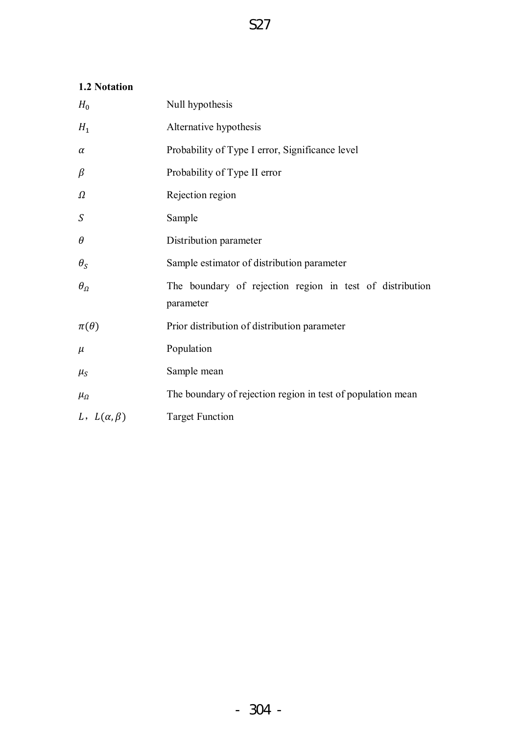### 1.2 Notation

| | |
|---|---|
| $H_0$ | Null hypothesis |
| $H_1$ | Alternative hypothesis |
| $\alpha$ | Probability of Type I error, Significance level |
| $\beta$ | Probability of Type II error |
| $\Omega$ | Rejection region |
| $S$ | Sample |
| $\theta$ | Distribution parameter |
| $\theta_S$ | Sample estimator of distribution parameter |
| $\theta_\Omega$ | The boundary of rejection region in test of distribution parameter |
| $\pi(\theta)$ | Prior distribution of distribution parameter |
| $\mu$ | Population |
| $\mu_S$ | Sample mean |
| $\mu_\Omega$ | The boundary of rejection region in test of population mean |
| $L$, $L(\alpha,\beta)$ | Target Function |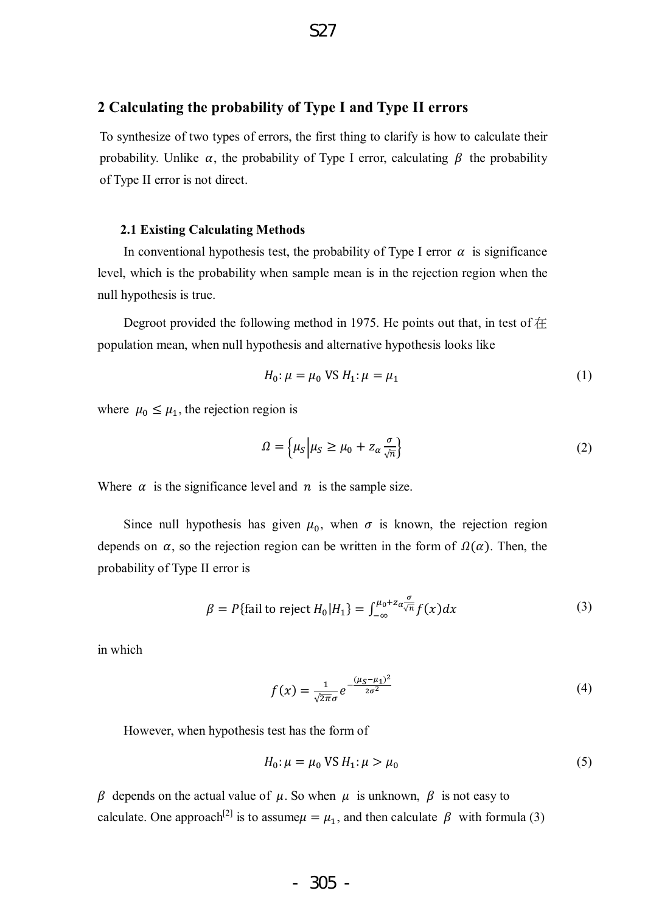## 2 Calculating the probability of Type I and Type II errors

To synthesize of two types of errors, the first thing to clarify is how to calculate their probability. Unlike $\alpha$, the probability of Type I error, calculating $\beta$ the probability of Type II error is not direct.

### 2.1 Existing Calculating Methods

In conventional hypothesis test, the probability of Type I error $\alpha$ is significance level, which is the probability when sample mean is in the rejection region when the null hypothesis is true.

Degroot provided the following method in 1975. He points out that, in test of 在 population mean, when null hypothesis and alternative hypothesis looks like

$$H_0: \mu = \mu_0 \text{ VS } H_1: \mu = \mu_1 \tag{1}$$

where $\mu_0 \leq \mu_1$, the rejection region is

$$\Omega = \left\{ \mu_S \middle| \mu_S \geq \mu_0 + z_\alpha \frac{\sigma}{\sqrt{n}} \right\} \tag{2}$$

Where $\alpha$ is the significance level and $n$ is the sample size.

Since null hypothesis has given $\mu_0$, when $\sigma$ is known, the rejection region depends on $\alpha$, so the rejection region can be written in the form of $\Omega(\alpha)$. Then, the probability of Type II error is

$$\beta = P\{\text{fail to reject } H_0 | H_1\} = \int_{-\infty}^{\mu_0 + z_\alpha \frac{\sigma}{\sqrt{n}}} f(x) dx \tag{3}$$

in which

$$f(x) = \frac{1}{\sqrt{2\pi}\sigma} e^{-\frac{(\mu_S - \mu_1)^2}{2\sigma^2}} \tag{4}$$

However, when hypothesis test has the form of

$$H_0: \mu = \mu_0 \text{ VS } H_1: \mu > \mu_0 \tag{5}$$

$\beta$ depends on the actual value of $\mu$. So when $\mu$ is unknown, $\beta$ is not easy to calculate. One approach[2] is to assume $\mu = \mu_1$, and then calculate $\beta$ with formula (3)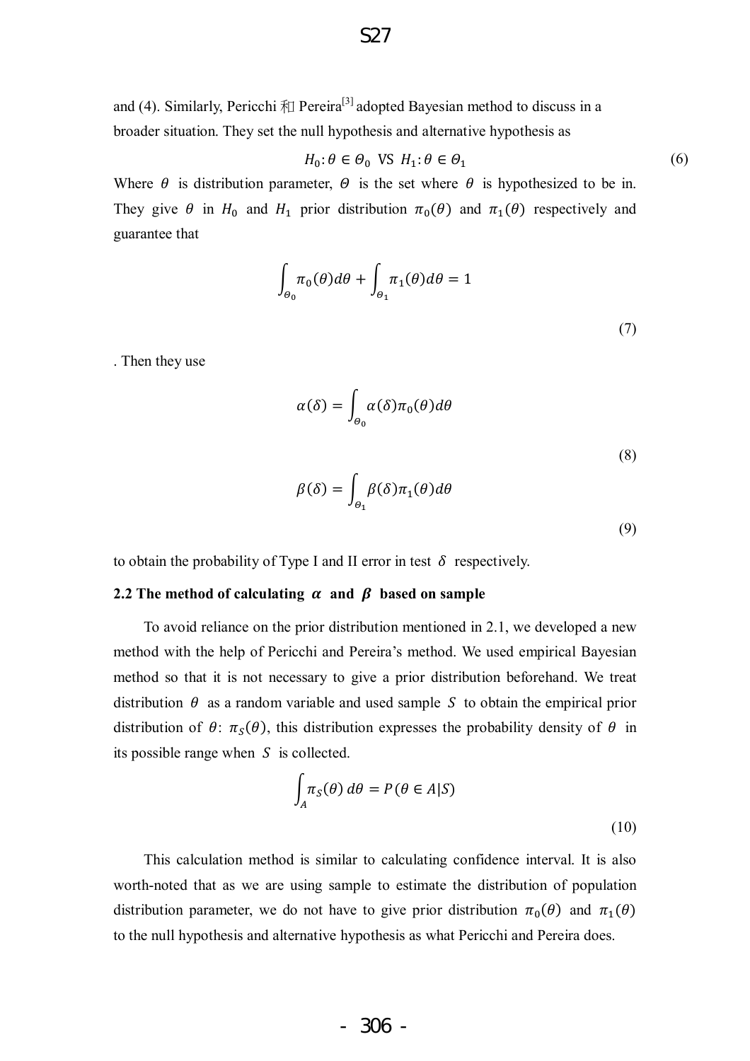and (4). Similarly, Pericchi 和 Pereira[3] adopted Bayesian method to discuss in a broader situation. They set the null hypothesis and alternative hypothesis as

$$H_0: \theta \in \Theta_0 \text{ VS } H_1: \theta \in \Theta_1 \tag{6}$$

Where $\theta$ is distribution parameter, $\Theta$ is the set where $\theta$ is hypothesized to be in. They give $\theta$ in $H_0$ and $H_1$ prior distribution $\pi_0(\theta)$ and $\pi_1(\theta)$ respectively and guarantee that

$$\int_{\Theta_0} \pi_0(\theta) d\theta + \int_{\Theta_1} \pi_1(\theta) d\theta = 1 \tag{7}$$

. Then they use

$$\alpha(\delta) = \int_{\Theta_0} \alpha(\delta) \pi_0(\theta) d\theta \tag{8}$$

$$\beta(\delta) = \int_{\Theta_1} \beta(\delta) \pi_1(\theta) d\theta \tag{9}$$

to obtain the probability of Type I and II error in test $\delta$ respectively.

### 2.2 The method of calculating $\alpha$ and $\beta$ based on sample

To avoid reliance on the prior distribution mentioned in 2.1, we developed a new method with the help of Pericchi and Pereira's method. We used empirical Bayesian method so that it is not necessary to give a prior distribution beforehand. We treat distribution $\theta$ as a random variable and used sample $S$ to obtain the empirical prior distribution of $\theta$: $\pi_S(\theta)$, this distribution expresses the probability density of $\theta$ in its possible range when $S$ is collected.

$$\int_A \pi_S(\theta)\, d\theta = P(\theta \in A | S) \tag{10}$$

This calculation method is similar to calculating confidence interval. It is also worth-noted that as we are using sample to estimate the distribution of population distribution parameter, we do not have to give prior distribution $\pi_0(\theta)$ and $\pi_1(\theta)$ to the null hypothesis and alternative hypothesis as what Pericchi and Pereira does.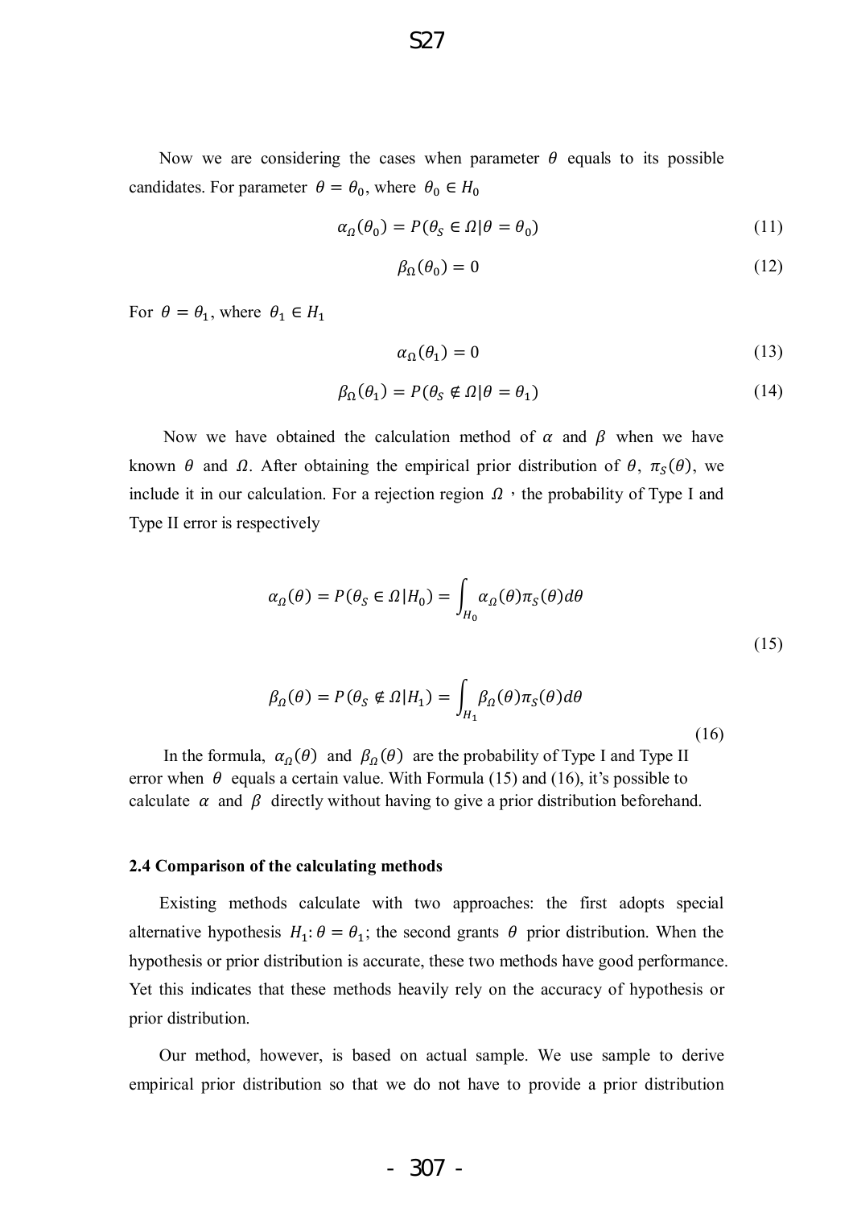Now we are considering the cases when parameter $\theta$ equals to its possible candidates. For parameter $\theta = \theta_0$, where $\theta_0 \in H_0$

$$\alpha_{\Omega}(\theta_0) = P(\theta_S \in \Omega | \theta = \theta_0) \tag{11}$$

$$\beta_{\Omega}(\theta_0) = 0 \tag{12}$$

For $\theta = \theta_1$, where $\theta_1 \in H_1$

$$\alpha_{\Omega}(\theta_1) = 0 \tag{13}$$

$$\beta_{\Omega}(\theta_1) = P(\theta_S \notin \Omega | \theta = \theta_1) \tag{14}$$

Now we have obtained the calculation method of $\alpha$ and $\beta$ when we have known $\theta$ and $\Omega$. After obtaining the empirical prior distribution of $\theta$, $\pi_S(\theta)$, we include it in our calculation. For a rejection region $\Omega$, the probability of Type I and Type II error is respectively

$$\alpha_{\Omega}(\theta) = P(\theta_S \in \Omega | H_0) = \int_{H_0} \alpha_{\Omega}(\theta) \pi_S(\theta) d\theta \tag{15}$$

$$\beta_{\Omega}(\theta) = P(\theta_S \notin \Omega | H_1) = \int_{H_1} \beta_{\Omega}(\theta) \pi_S(\theta) d\theta \tag{16}$$

In the formula, $\alpha_{\Omega}(\theta)$ and $\beta_{\Omega}(\theta)$ are the probability of Type I and Type II error when $\theta$ equals a certain value. With Formula (15) and (16), it's possible to calculate $\alpha$ and $\beta$ directly without having to give a prior distribution beforehand.

### 2.4 Comparison of the calculating methods

Existing methods calculate with two approaches: the first adopts special alternative hypothesis $H_1: \theta = \theta_1$; the second grants $\theta$ prior distribution. When the hypothesis or prior distribution is accurate, these two methods have good performance. Yet this indicates that these methods heavily rely on the accuracy of hypothesis or prior distribution.

Our method, however, is based on actual sample. We use sample to derive empirical prior distribution so that we do not have to provide a prior distribution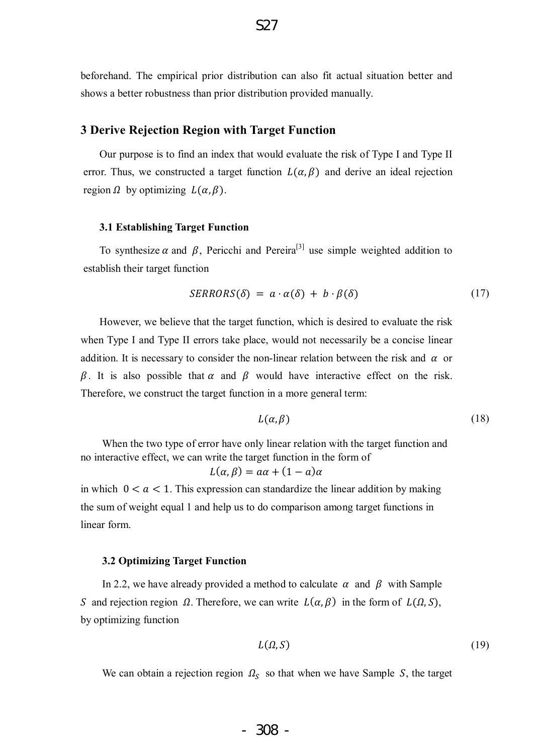beforehand. The empirical prior distribution can also fit actual situation better and shows a better robustness than prior distribution provided manually.

## 3 Derive Rejection Region with Target Function

Our purpose is to find an index that would evaluate the risk of Type I and Type II error. Thus, we constructed a target function $L(\alpha, \beta)$ and derive an ideal rejection region $\Omega$ by optimizing $L(\alpha, \beta)$.

### 3.1 Establishing Target Function

To synthesize $\alpha$ and $\beta$, Pericchi and Pereira[3] use simple weighted addition to establish their target function

$$SERRORS(\delta) = a \cdot \alpha(\delta) + b \cdot \beta(\delta) \tag{17}$$

However, we believe that the target function, which is desired to evaluate the risk when Type I and Type II errors take place, would not necessarily be a concise linear addition. It is necessary to consider the non-linear relation between the risk and $\alpha$ or $\beta$. It is also possible that $\alpha$ and $\beta$ would have interactive effect on the risk. Therefore, we construct the target function in a more general term:

$$L(\alpha, \beta) \tag{18}$$

When the two type of error have only linear relation with the target function and no interactive effect, we can write the target function in the form of

$$L(\alpha, \beta) = a\alpha + (1 - a)\alpha$$

in which $0 < a < 1$. This expression can standardize the linear addition by making the sum of weight equal 1 and help us to do comparison among target functions in linear form.

### 3.2 Optimizing Target Function

In 2.2, we have already provided a method to calculate $\alpha$ and $\beta$ with Sample $S$ and rejection region $\Omega$. Therefore, we can write $L(\alpha, \beta)$ in the form of $L(\Omega, S)$, by optimizing function

$$L(\Omega, S) \tag{19}$$

We can obtain a rejection region $\Omega_S$ so that when we have Sample $S$, the target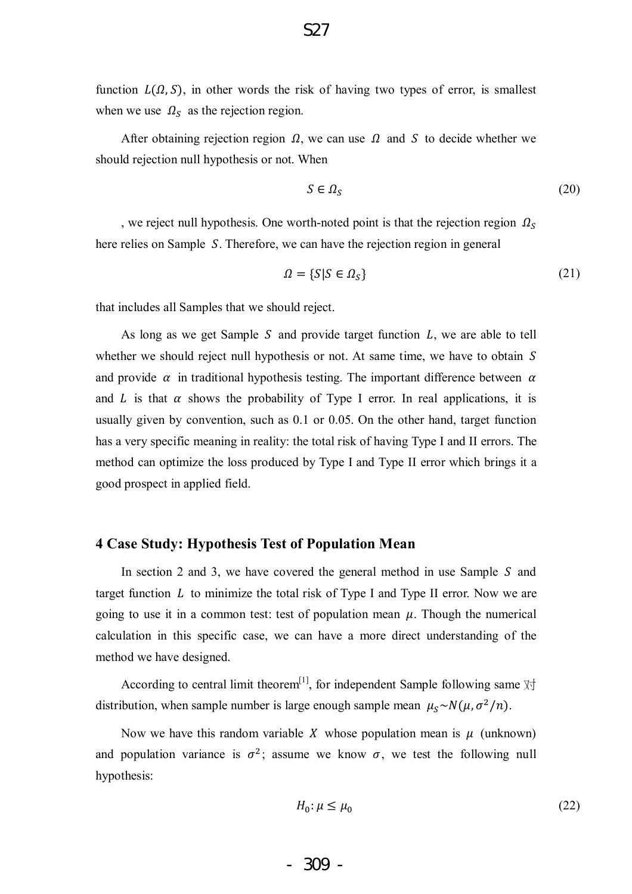function $L(\Omega, S)$, in other words the risk of having two types of error, is smallest when we use $\Omega_S$ as the rejection region.

After obtaining rejection region $\Omega$, we can use $\Omega$ and $S$ to decide whether we should rejection null hypothesis or not. When

$$S \in \Omega_S \tag{20}$$

, we reject null hypothesis. One worth-noted point is that the rejection region $\Omega_S$ here relies on Sample $S$. Therefore, we can have the rejection region in general

$$\Omega = \{S | S \in \Omega_S\} \tag{21}$$

that includes all Samples that we should reject.

As long as we get Sample $S$ and provide target function $L$, we are able to tell whether we should reject null hypothesis or not. At same time, we have to obtain $S$ and provide $\alpha$ in traditional hypothesis testing. The important difference between $\alpha$ and $L$ is that $\alpha$ shows the probability of Type I error. In real applications, it is usually given by convention, such as 0.1 or 0.05. On the other hand, target function has a very specific meaning in reality: the total risk of having Type I and II errors. The method can optimize the loss produced by Type I and Type II error which brings it a good prospect in applied field.

## 4 Case Study: Hypothesis Test of Population Mean

In section 2 and 3, we have covered the general method in use Sample $S$ and target function $L$ to minimize the total risk of Type I and Type II error. Now we are going to use it in a common test: test of population mean $\mu$. Though the numerical calculation in this specific case, we can have a more direct understanding of the method we have designed.

According to central limit theorem[1], for independent Sample following same 对 distribution, when sample number is large enough sample mean $\mu_S \sim N(\mu, \sigma^2/n)$.

Now we have this random variable $X$ whose population mean is $\mu$ (unknown) and population variance is $\sigma^2$; assume we know $\sigma$, we test the following null hypothesis:

$$H_0 \colon \mu \leq \mu_0 \tag{22}$$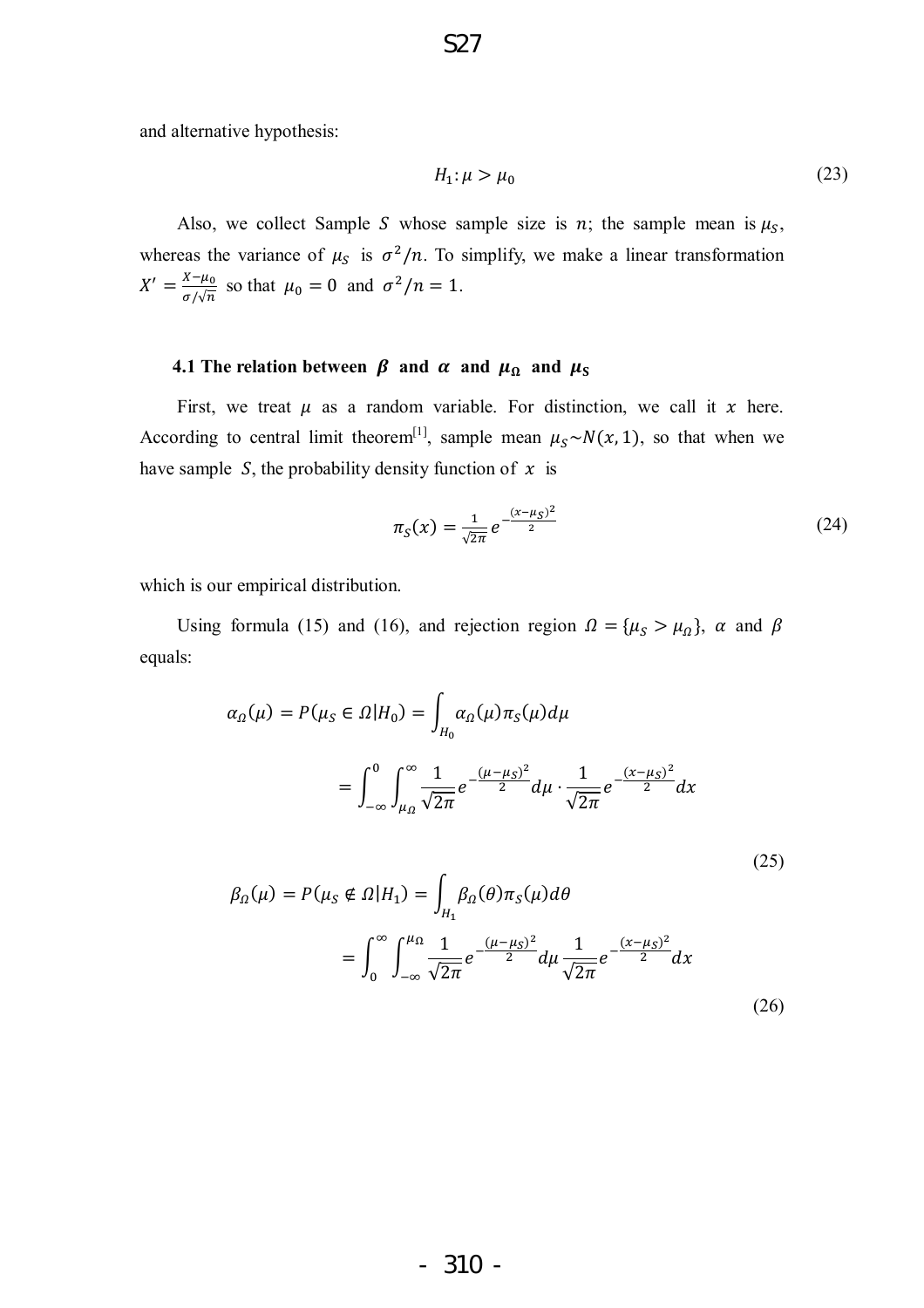and alternative hypothesis:

$$H_1: \mu > \mu_0 \tag{23}$$

Also, we collect Sample $S$ whose sample size is $n$; the sample mean is $\mu_S$, whereas the variance of $\mu_S$ is $\sigma^2/n$. To simplify, we make a linear transformation $X' = \frac{X-\mu_0}{\sigma/\sqrt{n}}$ so that $\mu_0 = 0$ and $\sigma^2/n = 1$.

### 4.1 The relation between $\beta$ and $\alpha$ and $\mu_\Omega$ and $\mu_S$

First, we treat $\mu$ as a random variable. For distinction, we call it $x$ here. According to central limit theorem[1], sample mean $\mu_S \sim N(x, 1)$, so that when we have sample $S$, the probability density function of $x$ is

$$\pi_S(x) = \frac{1}{\sqrt{2\pi}} e^{-\frac{(x-\mu_S)^2}{2}} \tag{24}$$

which is our empirical distribution.

Using formula (15) and (16), and rejection region $\Omega = \{\mu_S > \mu_\Omega\}$, $\alpha$ and $\beta$ equals:

$$\alpha_\Omega(\mu) = P(\mu_S \in \Omega | H_0) = \int_{H_0} \alpha_\Omega(\mu) \pi_S(\mu) d\mu$$

$$= \int_{-\infty}^{0} \int_{\mu_\Omega}^{\infty} \frac{1}{\sqrt{2\pi}} e^{-\frac{(\mu-\mu_S)^2}{2}} d\mu \cdot \frac{1}{\sqrt{2\pi}} e^{-\frac{(x-\mu_S)^2}{2}} dx \tag{25}$$

$$\beta_\Omega(\mu) = P(\mu_S \notin \Omega | H_1) = \int_{H_1} \beta_\Omega(\theta) \pi_S(\mu) d\theta$$

$$= \int_{0}^{\infty} \int_{-\infty}^{\mu_\Omega} \frac{1}{\sqrt{2\pi}} e^{-\frac{(\mu-\mu_S)^2}{2}} d\mu \frac{1}{\sqrt{2\pi}} e^{-\frac{(x-\mu_S)^2}{2}} dx \tag{26}$$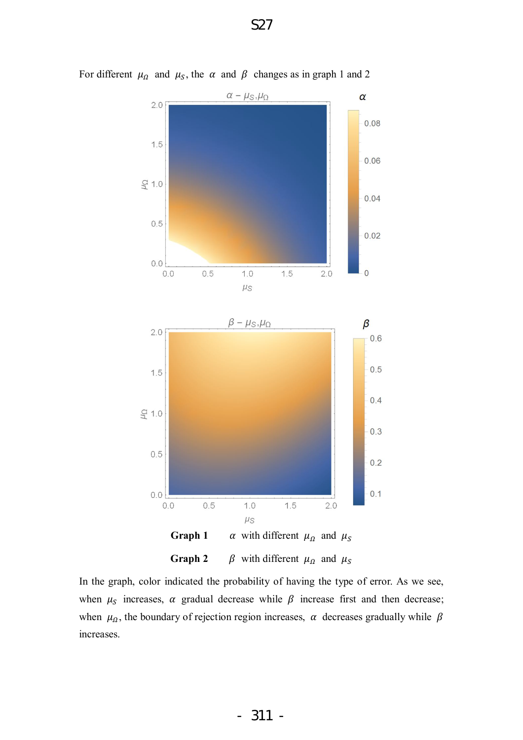For different $\mu_\Omega$ and $\mu_S$, the $\alpha$ and $\beta$ changes as in graph 1 and 2

**Graph 1** $\alpha$ with different $\mu_\Omega$ and $\mu_S$

**Graph 2** $\beta$ with different $\mu_\Omega$ and $\mu_S$

In the graph, color indicated the probability of having the type of error. As we see, when $\mu_S$ increases, $\alpha$ gradual decrease while $\beta$ increase first and then decrease; when $\mu_\Omega$, the boundary of rejection region increases, $\alpha$ decreases gradually while $\beta$ increases.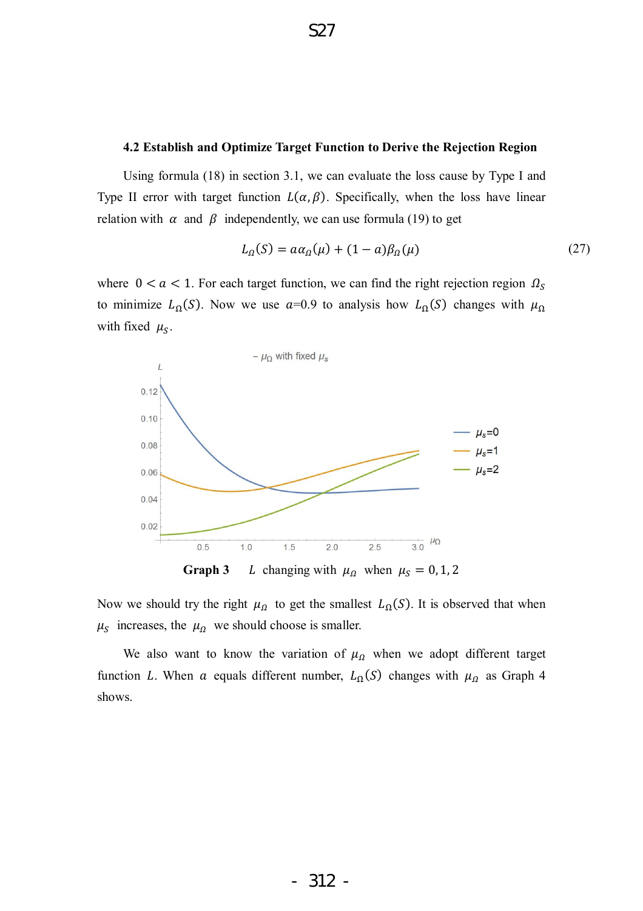### 4.2 Establish and Optimize Target Function to Derive the Rejection Region

Using formula (18) in section 3.1, we can evaluate the loss cause by Type I and Type II error with target function $L(\alpha, \beta)$. Specifically, when the loss have linear relation with $\alpha$ and $\beta$ independently, we can use formula (19) to get

$$L_\Omega(S) = a\alpha_\Omega(\mu) + (1-a)\beta_\Omega(\mu) \tag{27}$$

where $0 < a < 1$. For each target function, we can find the right rejection region $\Omega_S$ to minimize $L_\Omega(S)$. Now we use $a$=0.9 to analysis how $L_\Omega(S)$ changes with $\mu_\Omega$ with fixed $\mu_S$.

**Graph 3** $L$ changing with $\mu_\Omega$ when $\mu_S = 0, 1, 2$

Now we should try the right $\mu_\Omega$ to get the smallest $L_\Omega(S)$. It is observed that when $\mu_S$ increases, the $\mu_\Omega$ we should choose is smaller.

We also want to know the variation of $\mu_\Omega$ when we adopt different target function $L$. When $a$ equals different number, $L_\Omega(S)$ changes with $\mu_\Omega$ as Graph 4 shows.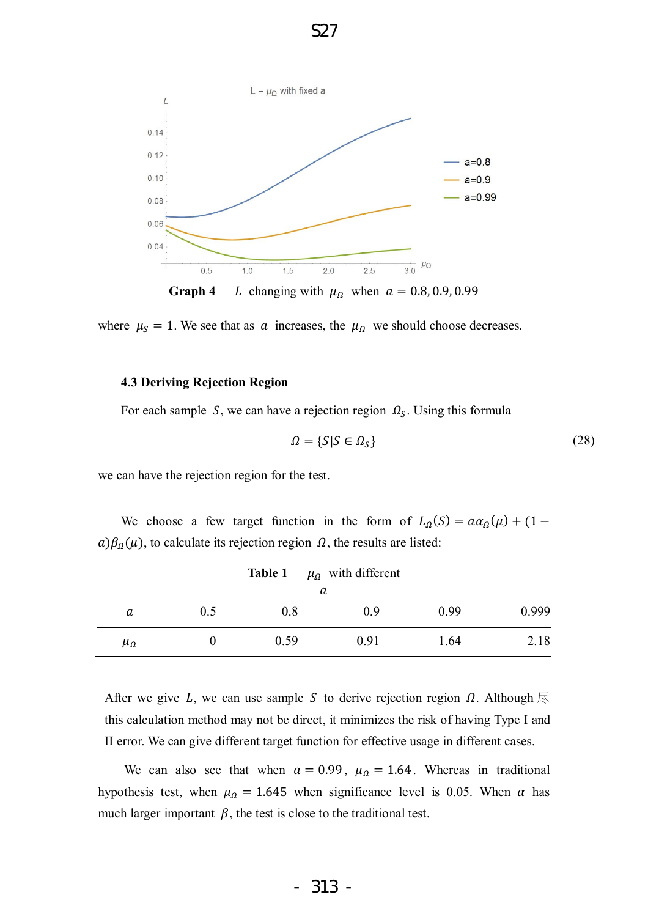Graph 4 $L$ changing with $\mu_\Omega$ when $a = 0.8, 0.9, 0.99$

where $\mu_S = 1$. We see that as $a$ increases, the $\mu_\Omega$ we should choose decreases.

### 4.3 Deriving Rejection Region

For each sample $S$, we can have a rejection region $\Omega_S$. Using this formula

$$\Omega = \{S | S \in \Omega_S\} \tag{28}$$

we can have the rejection region for the test.

We choose a few target function in the form of $L_\Omega(S) = a\alpha_\Omega(\mu) + (1 - a)\beta_\Omega(\mu)$, to calculate its rejection region $\Omega$, the results are listed:

**Table 1** $\mu_\Omega$ with different $a$

| $a$ | 0.5 | 0.8 | 0.9 | 0.99 | 0.999 |
|---|---|---|---|---|---|
| $\mu_\Omega$ | 0 | 0.59 | 0.91 | 1.64 | 2.18 |

After we give $L$, we can use sample $S$ to derive rejection region $\Omega$. Although 尽 this calculation method may not be direct, it minimizes the risk of having Type I and II error. We can give different target function for effective usage in different cases.

We can also see that when $a = 0.99$, $\mu_\Omega = 1.64$. Whereas in traditional hypothesis test, when $\mu_\Omega = 1.645$ when significance level is 0.05. When $\alpha$ has much larger important $\beta$, the test is close to the traditional test.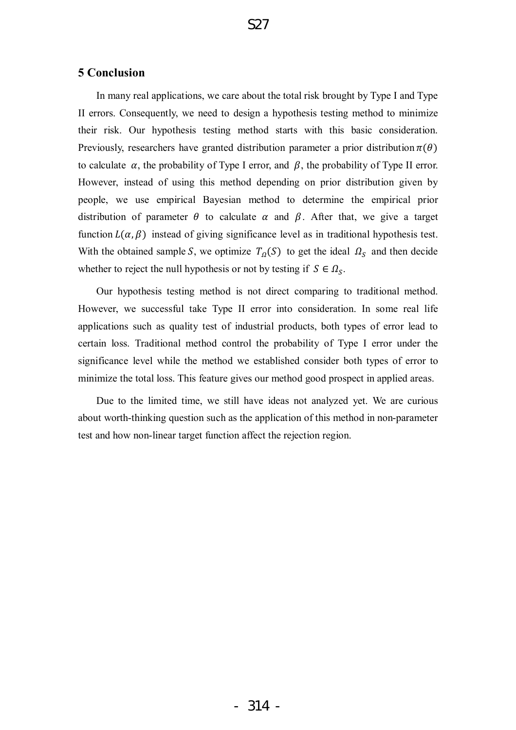## 5 Conclusion

In many real applications, we care about the total risk brought by Type I and Type II errors. Consequently, we need to design a hypothesis testing method to minimize their risk. Our hypothesis testing method starts with this basic consideration. Previously, researchers have granted distribution parameter a prior distribution $\pi(\theta)$ to calculate $\alpha$, the probability of Type I error, and $\beta$, the probability of Type II error. However, instead of using this method depending on prior distribution given by people, we use empirical Bayesian method to determine the empirical prior distribution of parameter $\theta$ to calculate $\alpha$ and $\beta$. After that, we give a target function $L(\alpha, \beta)$ instead of giving significance level as in traditional hypothesis test. With the obtained sample $S$, we optimize $T_{\Omega}(S)$ to get the ideal $\Omega_S$ and then decide whether to reject the null hypothesis or not by testing if $S \in \Omega_S$.

Our hypothesis testing method is not direct comparing to traditional method. However, we successful take Type II error into consideration. In some real life applications such as quality test of industrial products, both types of error lead to certain loss. Traditional method control the probability of Type I error under the significance level while the method we established consider both types of error to minimize the total loss. This feature gives our method good prospect in applied areas.

Due to the limited time, we still have ideas not analyzed yet. We are curious about worth-thinking question such as the application of this method in non-parameter test and how non-linear target function affect the rejection region.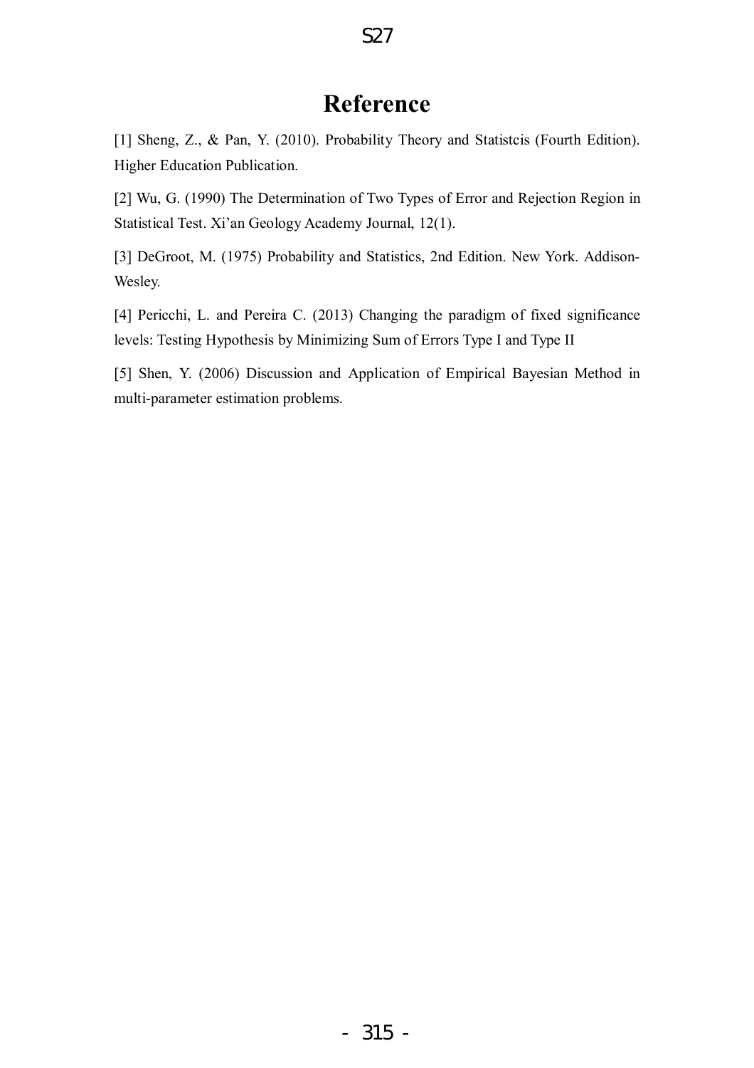# Reference

[1] Sheng, Z., & Pan, Y. (2010). Probability Theory and Statistcis (Fourth Edition). Higher Education Publication.

[2] Wu, G. (1990) The Determination of Two Types of Error and Rejection Region in Statistical Test. Xi'an Geology Academy Journal, 12(1).

[3] DeGroot, M. (1975) Probability and Statistics, 2nd Edition. New York. Addison-Wesley.

[4] Pericchi, L. and Pereira C. (2013) Changing the paradigm of fixed significance levels: Testing Hypothesis by Minimizing Sum of Errors Type I and Type II

[5] Shen, Y. (2006) Discussion and Application of Empirical Bayesian Method in multi-parameter estimation problems.